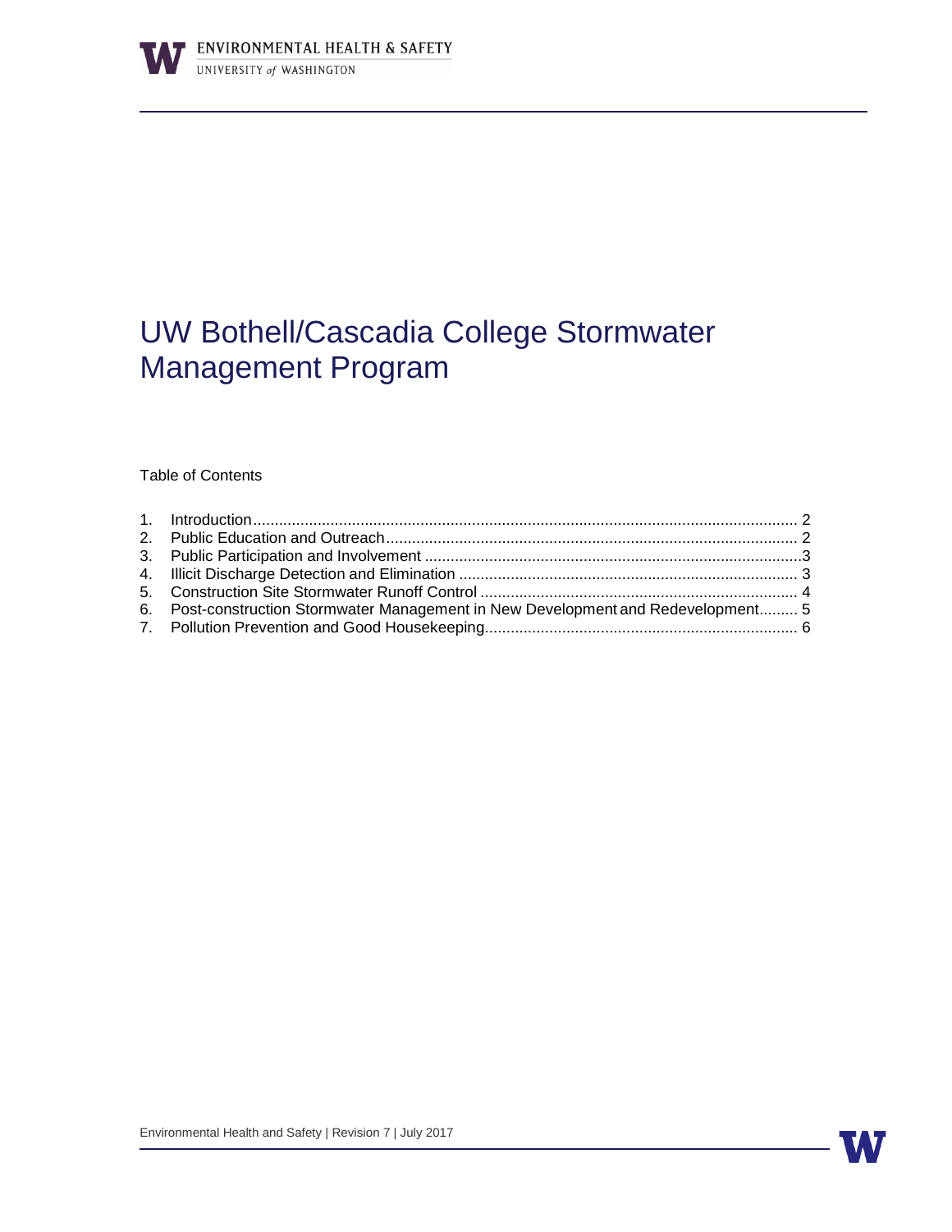ENVIRONMENTAL HEALTH & SAFETY
UNIVERSITY of WASHINGTON

# UW Bothell/Cascadia College Stormwater Management Program

Table of Contents

1. Introduction .......... 2
2. Public Education and Outreach .......... 2
3. Public Participation and Involvement .......... 3
4. Illicit Discharge Detection and Elimination .......... 3
5. Construction Site Stormwater Runoff Control .......... 4
6. Post-construction Stormwater Management in New Development and Redevelopment .......... 5
7. Pollution Prevention and Good Housekeeping .......... 6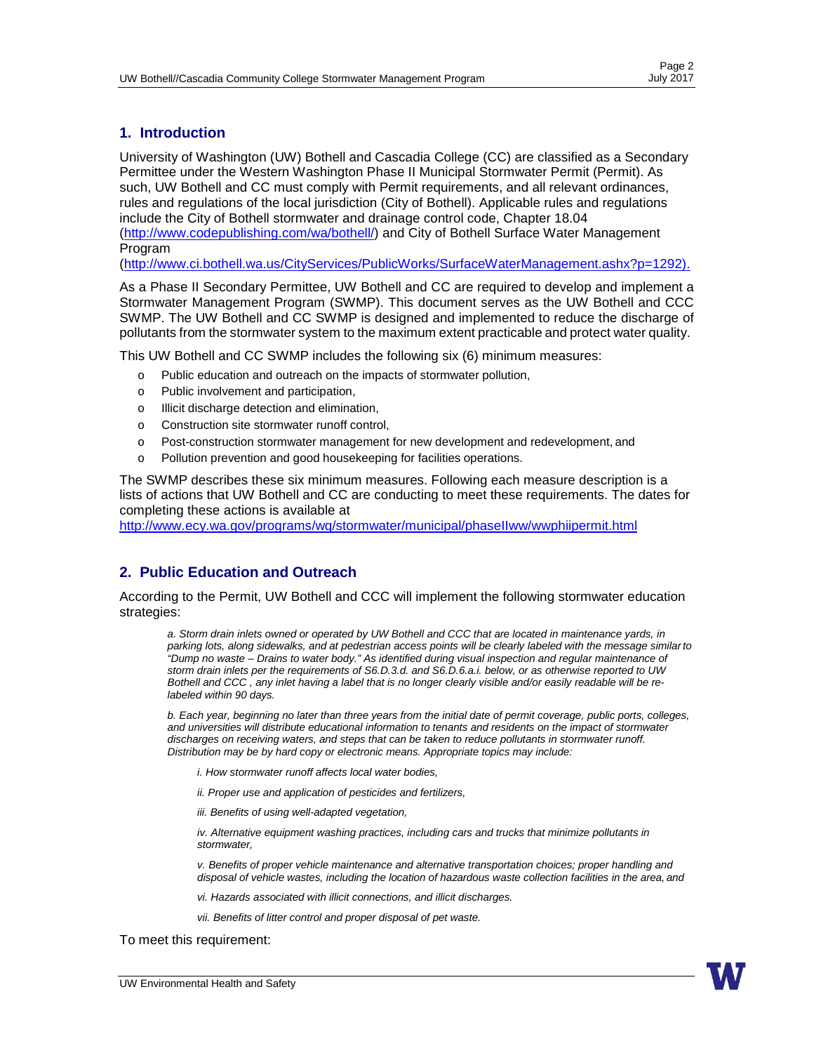## 1. Introduction

University of Washington (UW) Bothell and Cascadia College (CC) are classified as a Secondary Permittee under the Western Washington Phase II Municipal Stormwater Permit (Permit). As such, UW Bothell and CC must comply with Permit requirements, and all relevant ordinances, rules and regulations of the local jurisdiction (City of Bothell). Applicable rules and regulations include the City of Bothell stormwater and drainage control code, Chapter 18.04 (http://www.codepublishing.com/wa/bothell/) and City of Bothell Surface Water Management Program (http://www.ci.bothell.wa.us/CityServices/PublicWorks/SurfaceWaterManagement.ashx?p=1292).

As a Phase II Secondary Permittee, UW Bothell and CC are required to develop and implement a Stormwater Management Program (SWMP). This document serves as the UW Bothell and CCC SWMP. The UW Bothell and CC SWMP is designed and implemented to reduce the discharge of pollutants from the stormwater system to the maximum extent practicable and protect water quality.

This UW Bothell and CC SWMP includes the following six (6) minimum measures:

- Public education and outreach on the impacts of stormwater pollution,
- Public involvement and participation,
- Illicit discharge detection and elimination,
- Construction site stormwater runoff control,
- Post-construction stormwater management for new development and redevelopment, and
- Pollution prevention and good housekeeping for facilities operations.

The SWMP describes these six minimum measures. Following each measure description is a lists of actions that UW Bothell and CC are conducting to meet these requirements. The dates for completing these actions is available at http://www.ecy.wa.gov/programs/wq/stormwater/municipal/phaseIIww/wwphiipermit.html

## 2. Public Education and Outreach

According to the Permit, UW Bothell and CCC will implement the following stormwater education strategies:

> *a. Storm drain inlets owned or operated by UW Bothell and CCC that are located in maintenance yards, in parking lots, along sidewalks, and at pedestrian access points will be clearly labeled with the message similar to "Dump no waste – Drains to water body." As identified during visual inspection and regular maintenance of storm drain inlets per the requirements of S6.D.3.d. and S6.D.6.a.i. below, or as otherwise reported to UW Bothell and CCC , any inlet having a label that is no longer clearly visible and/or easily readable will be re-labeled within 90 days.*
>
> *b. Each year, beginning no later than three years from the initial date of permit coverage, public ports, colleges, and universities will distribute educational information to tenants and residents on the impact of stormwater discharges on receiving waters, and steps that can be taken to reduce pollutants in stormwater runoff. Distribution may be by hard copy or electronic means. Appropriate topics may include:*
>
> > *i. How stormwater runoff affects local water bodies,*
> >
> > *ii. Proper use and application of pesticides and fertilizers,*
> >
> > *iii. Benefits of using well-adapted vegetation,*
> >
> > *iv. Alternative equipment washing practices, including cars and trucks that minimize pollutants in stormwater,*
> >
> > *v. Benefits of proper vehicle maintenance and alternative transportation choices; proper handling and disposal of vehicle wastes, including the location of hazardous waste collection facilities in the area, and*
> >
> > *vi. Hazards associated with illicit connections, and illicit discharges.*
> >
> > *vii. Benefits of litter control and proper disposal of pet waste.*

To meet this requirement: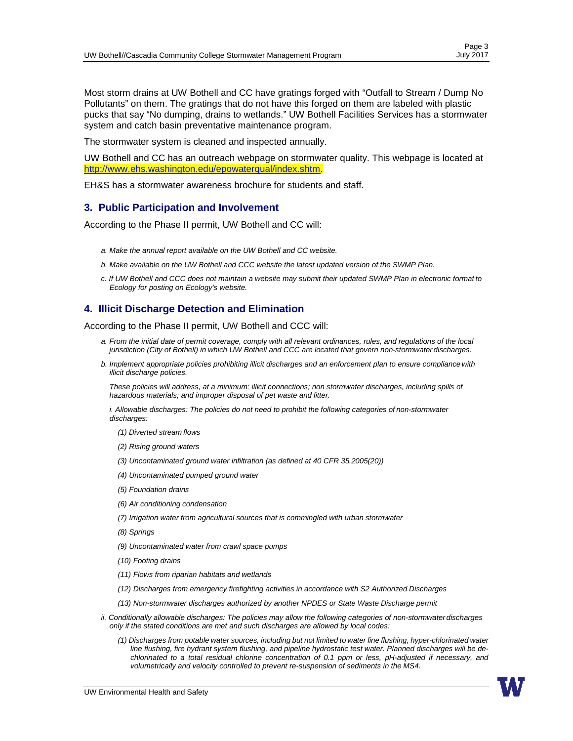Most storm drains at UW Bothell and CC have gratings forged with "Outfall to Stream / Dump No Pollutants" on them. The gratings that do not have this forged on them are labeled with plastic pucks that say "No dumping, drains to wetlands." UW Bothell Facilities Services has a stormwater system and catch basin preventative maintenance program.

The stormwater system is cleaned and inspected annually.

UW Bothell and CC has an outreach webpage on stormwater quality. This webpage is located at http://www.ehs.washington.edu/epowaterqual/index.shtm.

EH&S has a stormwater awareness brochure for students and staff.

## 3. Public Participation and Involvement

According to the Phase II permit, UW Bothell and CC will:

*a. Make the annual report available on the UW Bothell and CC website.*

*b. Make available on the UW Bothell and CCC website the latest updated version of the SWMP Plan.*

*c. If UW Bothell and CCC does not maintain a website may submit their updated SWMP Plan in electronic format to Ecology for posting on Ecology's website.*

## 4. Illicit Discharge Detection and Elimination

According to the Phase II permit, UW Bothell and CCC will:

*a. From the initial date of permit coverage, comply with all relevant ordinances, rules, and regulations of the local jurisdiction (City of Bothell) in which UW Bothell and CCC are located that govern non-stormwater discharges.*

*b. Implement appropriate policies prohibiting illicit discharges and an enforcement plan to ensure compliance with illicit discharge policies.*

*These policies will address, at a minimum: illicit connections; non stormwater discharges, including spills of hazardous materials; and improper disposal of pet waste and litter.*

*i. Allowable discharges: The policies do not need to prohibit the following categories of non-stormwater discharges:*

*(1) Diverted stream flows*

*(2) Rising ground waters*

*(3) Uncontaminated ground water infiltration (as defined at 40 CFR 35.2005(20))*

*(4) Uncontaminated pumped ground water*

*(5) Foundation drains*

*(6) Air conditioning condensation*

*(7) Irrigation water from agricultural sources that is commingled with urban stormwater*

*(8) Springs*

*(9) Uncontaminated water from crawl space pumps*

*(10) Footing drains*

*(11) Flows from riparian habitats and wetlands*

*(12) Discharges from emergency firefighting activities in accordance with S2 Authorized Discharges*

*(13) Non-stormwater discharges authorized by another NPDES or State Waste Discharge permit*

*ii. Conditionally allowable discharges: The policies may allow the following categories of non-stormwater discharges only if the stated conditions are met and such discharges are allowed by local codes:*

*(1) Discharges from potable water sources, including but not limited to water line flushing, hyper-chlorinated water line flushing, fire hydrant system flushing, and pipeline hydrostatic test water. Planned discharges will be de-chlorinated to a total residual chlorine concentration of 0.1 ppm or less, pH-adjusted if necessary, and volumetrically and velocity controlled to prevent re-suspension of sediments in the MS4.*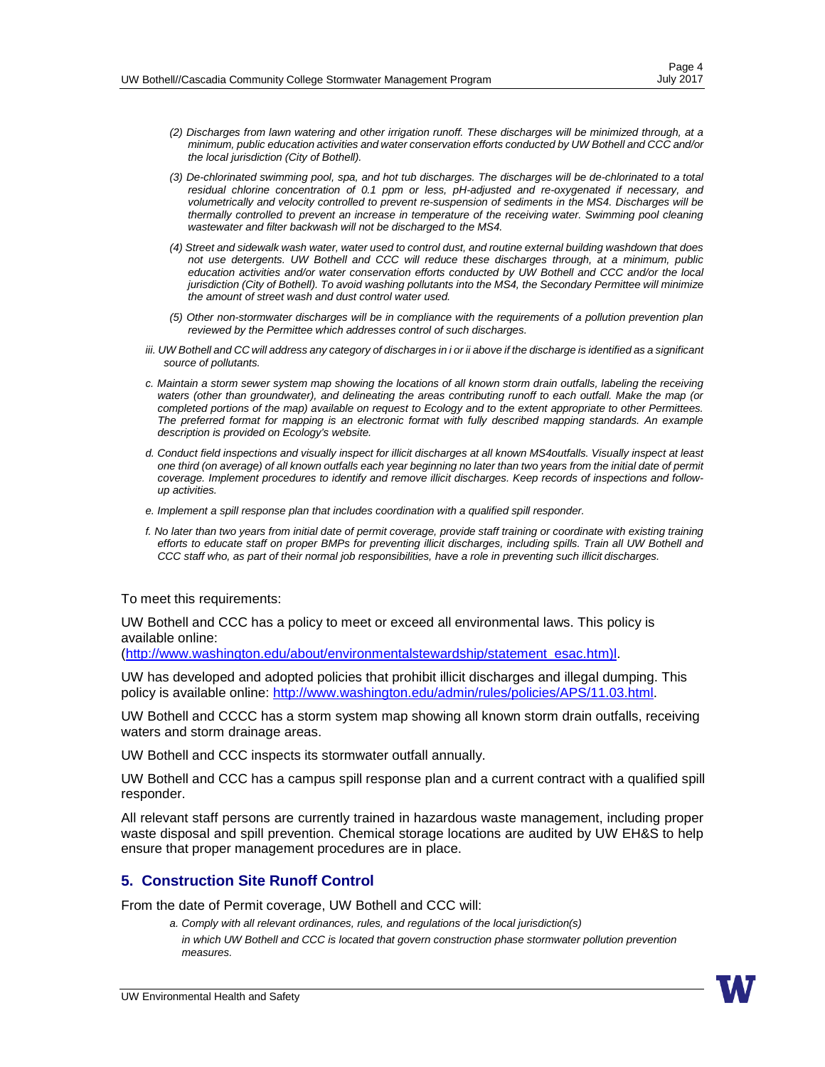*(2) Discharges from lawn watering and other irrigation runoff. These discharges will be minimized through, at a minimum, public education activities and water conservation efforts conducted by UW Bothell and CCC and/or the local jurisdiction (City of Bothell).*

*(3) De-chlorinated swimming pool, spa, and hot tub discharges. The discharges will be de-chlorinated to a total residual chlorine concentration of 0.1 ppm or less, pH-adjusted and re-oxygenated if necessary, and volumetrically and velocity controlled to prevent re-suspension of sediments in the MS4. Discharges will be thermally controlled to prevent an increase in temperature of the receiving water. Swimming pool cleaning wastewater and filter backwash will not be discharged to the MS4.*

*(4) Street and sidewalk wash water, water used to control dust, and routine external building washdown that does not use detergents. UW Bothell and CCC will reduce these discharges through, at a minimum, public education activities and/or water conservation efforts conducted by UW Bothell and CCC and/or the local jurisdiction (City of Bothell). To avoid washing pollutants into the MS4, the Secondary Permittee will minimize the amount of street wash and dust control water used.*

*(5) Other non-stormwater discharges will be in compliance with the requirements of a pollution prevention plan reviewed by the Permittee which addresses control of such discharges.*

*iii. UW Bothell and CC will address any category of discharges in i or ii above if the discharge is identified as a significant source of pollutants.*

*c. Maintain a storm sewer system map showing the locations of all known storm drain outfalls, labeling the receiving waters (other than groundwater), and delineating the areas contributing runoff to each outfall. Make the map (or completed portions of the map) available on request to Ecology and to the extent appropriate to other Permittees. The preferred format for mapping is an electronic format with fully described mapping standards. An example description is provided on Ecology's website.*

*d. Conduct field inspections and visually inspect for illicit discharges at all known MS4outfalls. Visually inspect at least one third (on average) of all known outfalls each year beginning no later than two years from the initial date of permit coverage. Implement procedures to identify and remove illicit discharges. Keep records of inspections and follow-up activities.*

*e. Implement a spill response plan that includes coordination with a qualified spill responder.*

*f. No later than two years from initial date of permit coverage, provide staff training or coordinate with existing training efforts to educate staff on proper BMPs for preventing illicit discharges, including spills. Train all UW Bothell and CCC staff who, as part of their normal job responsibilities, have a role in preventing such illicit discharges.*

To meet this requirements:

UW Bothell and CCC has a policy to meet or exceed all environmental laws. This policy is available online: (http://www.washington.edu/about/environmentalstewardship/statement_esac.htm)l.

UW has developed and adopted policies that prohibit illicit discharges and illegal dumping. This policy is available online: http://www.washington.edu/admin/rules/policies/APS/11.03.html.

UW Bothell and CCCC has a storm system map showing all known storm drain outfalls, receiving waters and storm drainage areas.

UW Bothell and CCC inspects its stormwater outfall annually.

UW Bothell and CCC has a campus spill response plan and a current contract with a qualified spill responder.

All relevant staff persons are currently trained in hazardous waste management, including proper waste disposal and spill prevention. Chemical storage locations are audited by UW EH&S to help ensure that proper management procedures are in place.

## 5. Construction Site Runoff Control

From the date of Permit coverage, UW Bothell and CCC will:

*a. Comply with all relevant ordinances, rules, and regulations of the local jurisdiction(s) in which UW Bothell and CCC is located that govern construction phase stormwater pollution prevention measures.*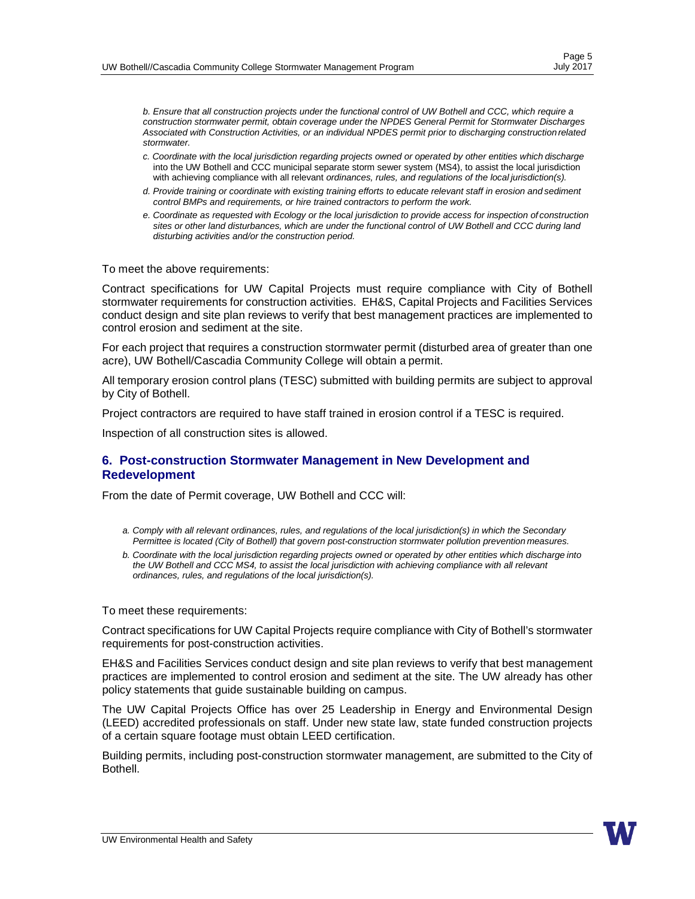*b. Ensure that all construction projects under the functional control of UW Bothell and CCC, which require a construction stormwater permit, obtain coverage under the NPDES General Permit for Stormwater Discharges Associated with Construction Activities, or an individual NPDES permit prior to discharging construction related stormwater.*

*c. Coordinate with the local jurisdiction regarding projects owned or operated by other entities which discharge* into the UW Bothell and CCC municipal separate storm sewer system (MS4), to assist the local jurisdiction with achieving compliance with all relevant *ordinances, rules, and regulations of the local jurisdiction(s).*

*d. Provide training or coordinate with existing training efforts to educate relevant staff in erosion and sediment control BMPs and requirements, or hire trained contractors to perform the work.*

*e. Coordinate as requested with Ecology or the local jurisdiction to provide access for inspection of construction sites or other land disturbances, which are under the functional control of UW Bothell and CCC during land disturbing activities and/or the construction period.*

To meet the above requirements:

Contract specifications for UW Capital Projects must require compliance with City of Bothell stormwater requirements for construction activities. EH&S, Capital Projects and Facilities Services conduct design and site plan reviews to verify that best management practices are implemented to control erosion and sediment at the site.

For each project that requires a construction stormwater permit (disturbed area of greater than one acre), UW Bothell/Cascadia Community College will obtain a permit.

All temporary erosion control plans (TESC) submitted with building permits are subject to approval by City of Bothell.

Project contractors are required to have staff trained in erosion control if a TESC is required.

Inspection of all construction sites is allowed.

## 6. Post-construction Stormwater Management in New Development and Redevelopment

From the date of Permit coverage, UW Bothell and CCC will:

*a. Comply with all relevant ordinances, rules, and regulations of the local jurisdiction(s) in which the Secondary Permittee is located (City of Bothell) that govern post-construction stormwater pollution prevention measures.*

*b. Coordinate with the local jurisdiction regarding projects owned or operated by other entities which discharge into the UW Bothell and CCC MS4, to assist the local jurisdiction with achieving compliance with all relevant ordinances, rules, and regulations of the local jurisdiction(s).*

To meet these requirements:

Contract specifications for UW Capital Projects require compliance with City of Bothell's stormwater requirements for post-construction activities.

EH&S and Facilities Services conduct design and site plan reviews to verify that best management practices are implemented to control erosion and sediment at the site. The UW already has other policy statements that guide sustainable building on campus.

The UW Capital Projects Office has over 25 Leadership in Energy and Environmental Design (LEED) accredited professionals on staff. Under new state law, state funded construction projects of a certain square footage must obtain LEED certification.

Building permits, including post-construction stormwater management, are submitted to the City of Bothell.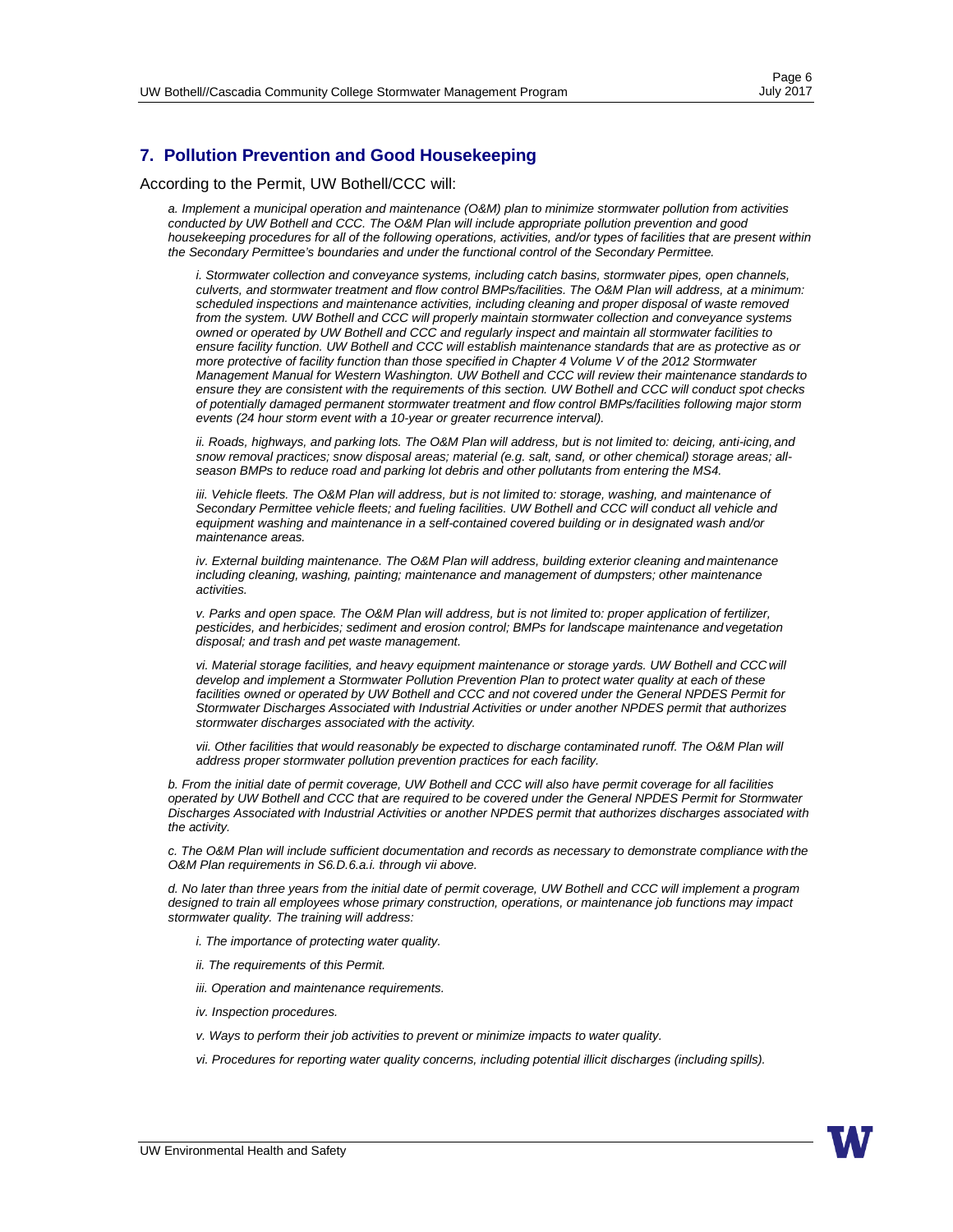## 7. Pollution Prevention and Good Housekeeping

According to the Permit, UW Bothell/CCC will:

*a. Implement a municipal operation and maintenance (O&M) plan to minimize stormwater pollution from activities conducted by UW Bothell and CCC. The O&M Plan will include appropriate pollution prevention and good housekeeping procedures for all of the following operations, activities, and/or types of facilities that are present within the Secondary Permittee's boundaries and under the functional control of the Secondary Permittee.*

*i. Stormwater collection and conveyance systems, including catch basins, stormwater pipes, open channels, culverts, and stormwater treatment and flow control BMPs/facilities. The O&M Plan will address, at a minimum: scheduled inspections and maintenance activities, including cleaning and proper disposal of waste removed from the system. UW Bothell and CCC will properly maintain stormwater collection and conveyance systems owned or operated by UW Bothell and CCC and regularly inspect and maintain all stormwater facilities to ensure facility function. UW Bothell and CCC will establish maintenance standards that are as protective as or more protective of facility function than those specified in Chapter 4 Volume V of the 2012 Stormwater Management Manual for Western Washington. UW Bothell and CCC will review their maintenance standards to ensure they are consistent with the requirements of this section. UW Bothell and CCC will conduct spot checks of potentially damaged permanent stormwater treatment and flow control BMPs/facilities following major storm events (24 hour storm event with a 10-year or greater recurrence interval).*

*ii. Roads, highways, and parking lots. The O&M Plan will address, but is not limited to: deicing, anti-icing, and snow removal practices; snow disposal areas; material (e.g. salt, sand, or other chemical) storage areas; all-season BMPs to reduce road and parking lot debris and other pollutants from entering the MS4.*

*iii. Vehicle fleets. The O&M Plan will address, but is not limited to: storage, washing, and maintenance of Secondary Permittee vehicle fleets; and fueling facilities. UW Bothell and CCC will conduct all vehicle and equipment washing and maintenance in a self-contained covered building or in designated wash and/or maintenance areas.*

*iv. External building maintenance. The O&M Plan will address, building exterior cleaning and maintenance including cleaning, washing, painting; maintenance and management of dumpsters; other maintenance activities.*

*v. Parks and open space. The O&M Plan will address, but is not limited to: proper application of fertilizer, pesticides, and herbicides; sediment and erosion control; BMPs for landscape maintenance and vegetation disposal; and trash and pet waste management.*

*vi. Material storage facilities, and heavy equipment maintenance or storage yards. UW Bothell and CCC will develop and implement a Stormwater Pollution Prevention Plan to protect water quality at each of these facilities owned or operated by UW Bothell and CCC and not covered under the General NPDES Permit for Stormwater Discharges Associated with Industrial Activities or under another NPDES permit that authorizes stormwater discharges associated with the activity.*

*vii. Other facilities that would reasonably be expected to discharge contaminated runoff. The O&M Plan will address proper stormwater pollution prevention practices for each facility.*

*b. From the initial date of permit coverage, UW Bothell and CCC will also have permit coverage for all facilities operated by UW Bothell and CCC that are required to be covered under the General NPDES Permit for Stormwater Discharges Associated with Industrial Activities or another NPDES permit that authorizes discharges associated with the activity.*

*c. The O&M Plan will include sufficient documentation and records as necessary to demonstrate compliance with the O&M Plan requirements in S6.D.6.a.i. through vii above.*

*d. No later than three years from the initial date of permit coverage, UW Bothell and CCC will implement a program designed to train all employees whose primary construction, operations, or maintenance job functions may impact stormwater quality. The training will address:*

*i. The importance of protecting water quality.*

*ii. The requirements of this Permit.*

*iii. Operation and maintenance requirements.*

*iv. Inspection procedures.*

*v. Ways to perform their job activities to prevent or minimize impacts to water quality.*

*vi. Procedures for reporting water quality concerns, including potential illicit discharges (including spills).*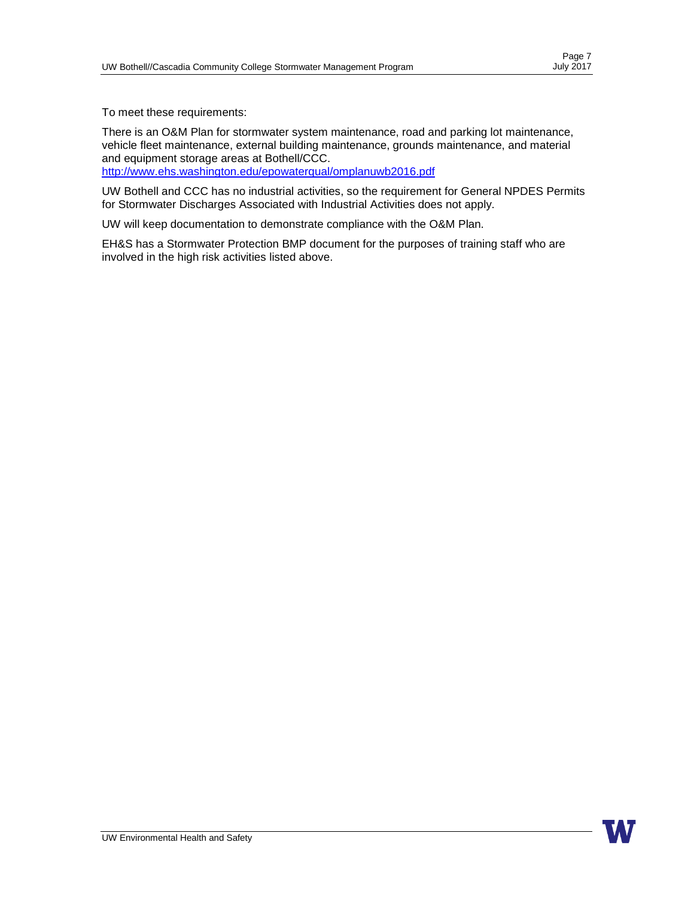To meet these requirements:

There is an O&M Plan for stormwater system maintenance, road and parking lot maintenance, vehicle fleet maintenance, external building maintenance, grounds maintenance, and material and equipment storage areas at Bothell/CCC.
http://www.ehs.washington.edu/epowaterqual/omplanuwb2016.pdf

UW Bothell and CCC has no industrial activities, so the requirement for General NPDES Permits for Stormwater Discharges Associated with Industrial Activities does not apply.

UW will keep documentation to demonstrate compliance with the O&M Plan.

EH&S has a Stormwater Protection BMP document for the purposes of training staff who are involved in the high risk activities listed above.